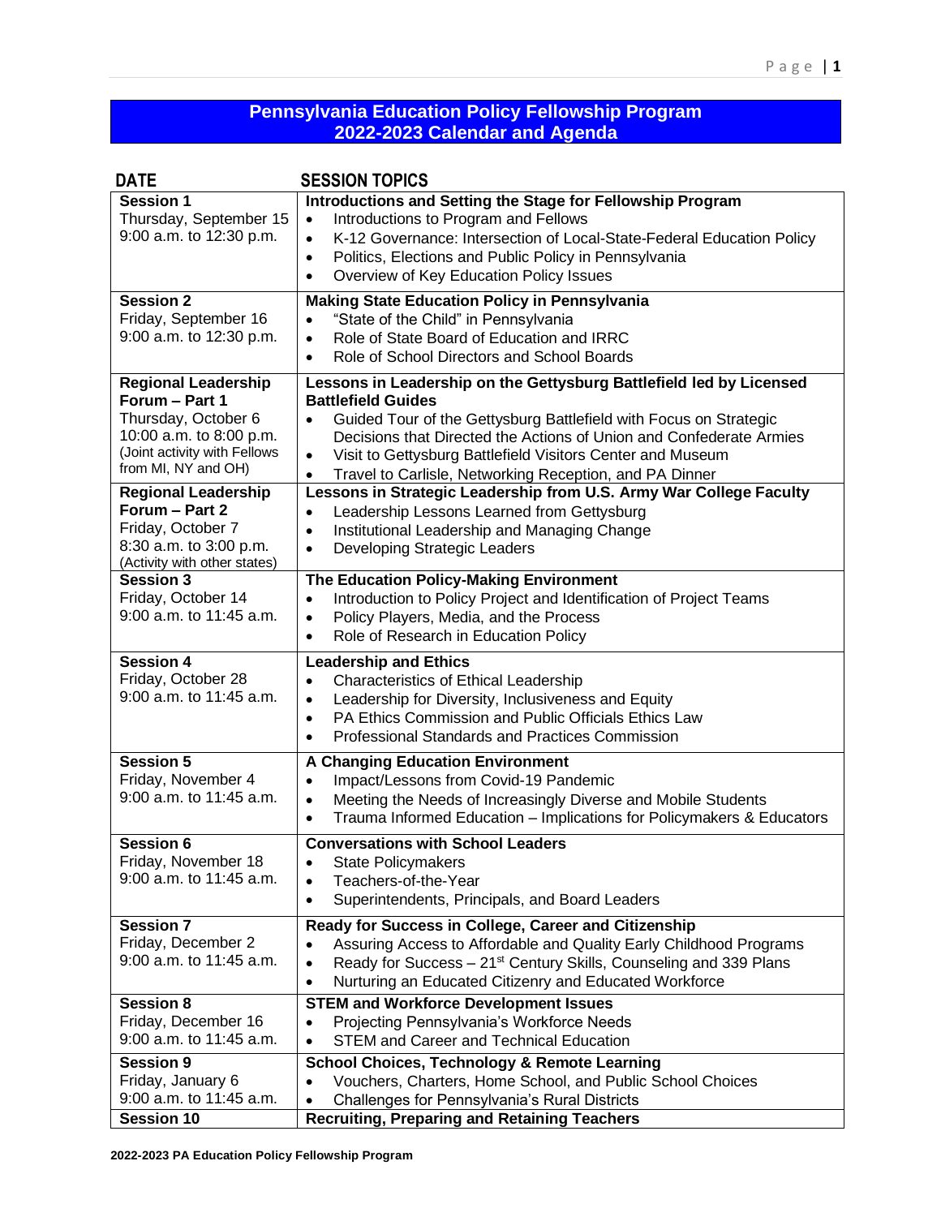# Pennsylvania Education Policy Fellowship Program
## 2022-2023 Calendar and Agenda

| DATE | SESSION TOPICS |
|---|---|
| **Session 1**<br>Thursday, September 15<br>9:00 a.m. to 12:30 p.m. | **Introductions and Setting the Stage for Fellowship Program**<br>• Introductions to Program and Fellows<br>• K-12 Governance: Intersection of Local-State-Federal Education Policy<br>• Politics, Elections and Public Policy in Pennsylvania<br>• Overview of Key Education Policy Issues |
| **Session 2**<br>Friday, September 16<br>9:00 a.m. to 12:30 p.m. | **Making State Education Policy in Pennsylvania**<br>• "State of the Child" in Pennsylvania<br>• Role of State Board of Education and IRRC<br>• Role of School Directors and School Boards |
| **Regional Leadership Forum – Part 1**<br>Thursday, October 6<br>10:00 a.m. to 8:00 p.m.<br>(Joint activity with Fellows from MI, NY and OH) | **Lessons in Leadership on the Gettysburg Battlefield led by Licensed Battlefield Guides**<br>• Guided Tour of the Gettysburg Battlefield with Focus on Strategic Decisions that Directed the Actions of Union and Confederate Armies<br>• Visit to Gettysburg Battlefield Visitors Center and Museum<br>• Travel to Carlisle, Networking Reception, and PA Dinner |
| **Regional Leadership Forum – Part 2**<br>Friday, October 7<br>8:30 a.m. to 3:00 p.m.<br>(Activity with other states) | **Lessons in Strategic Leadership from U.S. Army War College Faculty**<br>• Leadership Lessons Learned from Gettysburg<br>• Institutional Leadership and Managing Change<br>• Developing Strategic Leaders |
| **Session 3**<br>Friday, October 14<br>9:00 a.m. to 11:45 a.m. | **The Education Policy-Making Environment**<br>• Introduction to Policy Project and Identification of Project Teams<br>• Policy Players, Media, and the Process<br>• Role of Research in Education Policy |
| **Session 4**<br>Friday, October 28<br>9:00 a.m. to 11:45 a.m. | **Leadership and Ethics**<br>• Characteristics of Ethical Leadership<br>• Leadership for Diversity, Inclusiveness and Equity<br>• PA Ethics Commission and Public Officials Ethics Law<br>• Professional Standards and Practices Commission |
| **Session 5**<br>Friday, November 4<br>9:00 a.m. to 11:45 a.m. | **A Changing Education Environment**<br>• Impact/Lessons from Covid-19 Pandemic<br>• Meeting the Needs of Increasingly Diverse and Mobile Students<br>• Trauma Informed Education – Implications for Policymakers & Educators |
| **Session 6**<br>Friday, November 18<br>9:00 a.m. to 11:45 a.m. | **Conversations with School Leaders**<br>• State Policymakers<br>• Teachers-of-the-Year<br>• Superintendents, Principals, and Board Leaders |
| **Session 7**<br>Friday, December 2<br>9:00 a.m. to 11:45 a.m. | **Ready for Success in College, Career and Citizenship**<br>• Assuring Access to Affordable and Quality Early Childhood Programs<br>• Ready for Success – 21st Century Skills, Counseling and 339 Plans<br>• Nurturing an Educated Citizenry and Educated Workforce |
| **Session 8**<br>Friday, December 16<br>9:00 a.m. to 11:45 a.m. | **STEM and Workforce Development Issues**<br>• Projecting Pennsylvania's Workforce Needs<br>• STEM and Career and Technical Education |
| **Session 9**<br>Friday, January 6<br>9:00 a.m. to 11:45 a.m. | **School Choices, Technology & Remote Learning**<br>• Vouchers, Charters, Home School, and Public School Choices<br>• Challenges for Pennsylvania's Rural Districts |
| **Session 10** | **Recruiting, Preparing and Retaining Teachers** |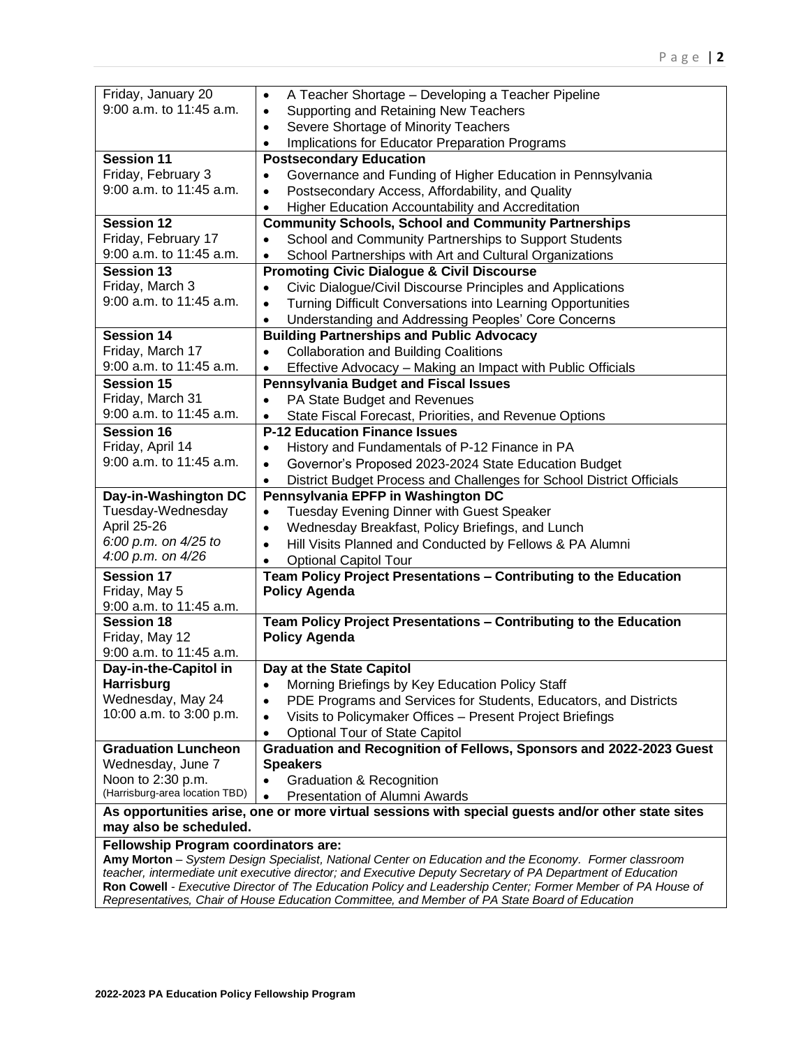| | |
|---|---|
| Friday, January 20<br>9:00 a.m. to 11:45 a.m. | • A Teacher Shortage – Developing a Teacher Pipeline<br>• Supporting and Retaining New Teachers<br>• Severe Shortage of Minority Teachers<br>• Implications for Educator Preparation Programs |
| **Session 11**<br>Friday, February 3<br>9:00 a.m. to 11:45 a.m. | **Postsecondary Education**<br>• Governance and Funding of Higher Education in Pennsylvania<br>• Postsecondary Access, Affordability, and Quality<br>• Higher Education Accountability and Accreditation |
| **Session 12**<br>Friday, February 17<br>9:00 a.m. to 11:45 a.m. | **Community Schools, School and Community Partnerships**<br>• School and Community Partnerships to Support Students<br>• School Partnerships with Art and Cultural Organizations |
| **Session 13**<br>Friday, March 3<br>9:00 a.m. to 11:45 a.m. | **Promoting Civic Dialogue & Civil Discourse**<br>• Civic Dialogue/Civil Discourse Principles and Applications<br>• Turning Difficult Conversations into Learning Opportunities<br>• Understanding and Addressing Peoples' Core Concerns |
| **Session 14**<br>Friday, March 17<br>9:00 a.m. to 11:45 a.m. | **Building Partnerships and Public Advocacy**<br>• Collaboration and Building Coalitions<br>• Effective Advocacy – Making an Impact with Public Officials |
| **Session 15**<br>Friday, March 31<br>9:00 a.m. to 11:45 a.m. | **Pennsylvania Budget and Fiscal Issues**<br>• PA State Budget and Revenues<br>• State Fiscal Forecast, Priorities, and Revenue Options |
| **Session 16**<br>Friday, April 14<br>9:00 a.m. to 11:45 a.m. | **P-12 Education Finance Issues**<br>• History and Fundamentals of P-12 Finance in PA<br>• Governor's Proposed 2023-2024 State Education Budget<br>• District Budget Process and Challenges for School District Officials |
| **Day-in-Washington DC**<br>Tuesday-Wednesday<br>April 25-26<br>*6:00 p.m. on 4/25 to*<br>*4:00 p.m. on 4/26* | **Pennsylvania EPFP in Washington DC**<br>• Tuesday Evening Dinner with Guest Speaker<br>• Wednesday Breakfast, Policy Briefings, and Lunch<br>• Hill Visits Planned and Conducted by Fellows & PA Alumni<br>• Optional Capitol Tour |
| **Session 17**<br>Friday, May 5<br>9:00 a.m. to 11:45 a.m. | **Team Policy Project Presentations – Contributing to the Education Policy Agenda** |
| **Session 18**<br>Friday, May 12<br>9:00 a.m. to 11:45 a.m. | **Team Policy Project Presentations – Contributing to the Education Policy Agenda** |
| **Day-in-the-Capitol in Harrisburg**<br>Wednesday, May 24<br>10:00 a.m. to 3:00 p.m. | **Day at the State Capitol**<br>• Morning Briefings by Key Education Policy Staff<br>• PDE Programs and Services for Students, Educators, and Districts<br>• Visits to Policymaker Offices – Present Project Briefings<br>• Optional Tour of State Capitol |
| **Graduation Luncheon**<br>Wednesday, June 7<br>Noon to 2:30 p.m.<br>(Harrisburg-area location TBD) | **Graduation and Recognition of Fellows, Sponsors and 2022-2023 Guest Speakers**<br>• Graduation & Recognition<br>• Presentation of Alumni Awards |

**As opportunities arise, one or more virtual sessions with special guests and/or other state sites may also be scheduled.**

**Fellowship Program coordinators are:**

**Amy Morton** – *System Design Specialist, National Center on Education and the Economy. Former classroom teacher, intermediate unit executive director; and Executive Deputy Secretary of PA Department of Education*

**Ron Cowell** - *Executive Director of The Education Policy and Leadership Center; Former Member of PA House of Representatives, Chair of House Education Committee, and Member of PA State Board of Education*

**2022-2023 PA Education Policy Fellowship Program**